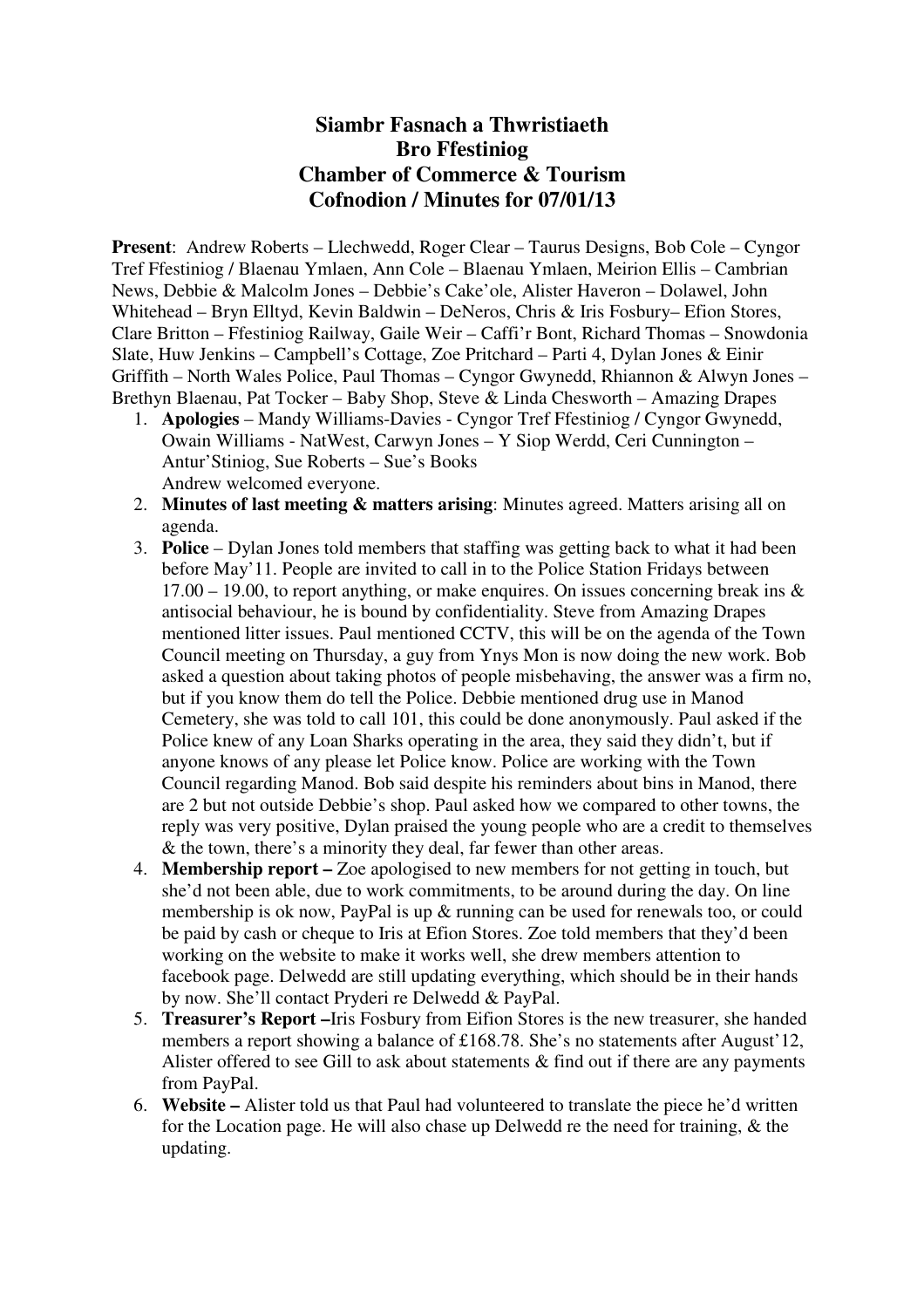# Siambr Fasnach a Thwristiaeth
# Bro Ffestiniog
# Chamber of Commerce & Tourism
# Cofnodion / Minutes for 07/01/13

**Present**: Andrew Roberts – Llechwedd, Roger Clear – Taurus Designs, Bob Cole – Cyngor Tref Ffestiniog / Blaenau Ymlaen, Ann Cole – Blaenau Ymlaen, Meirion Ellis – Cambrian News, Debbie & Malcolm Jones – Debbie's Cake'ole, Alister Haveron – Dolawel, John Whitehead – Bryn Elltyd, Kevin Baldwin – DeNeros, Chris & Iris Fosbury– Efion Stores, Clare Britton – Ffestiniog Railway, Gaile Weir – Caffi'r Bont, Richard Thomas – Snowdonia Slate, Huw Jenkins – Campbell's Cottage, Zoe Pritchard – Parti 4, Dylan Jones & Einir Griffith – North Wales Police, Paul Thomas – Cyngor Gwynedd, Rhiannon & Alwyn Jones – Brethyn Blaenau, Pat Tocker – Baby Shop, Steve & Linda Chesworth – Amazing Drapes

1. **Apologies** – Mandy Williams-Davies - Cyngor Tref Ffestiniog / Cyngor Gwynedd, Owain Williams - NatWest, Carwyn Jones – Y Siop Werdd, Ceri Cunnington – Antur'Stiniog, Sue Roberts – Sue's Books
   Andrew welcomed everyone.
2. **Minutes of last meeting & matters arising**: Minutes agreed. Matters arising all on agenda.
3. **Police** – Dylan Jones told members that staffing was getting back to what it had been before May'11. People are invited to call in to the Police Station Fridays between 17.00 – 19.00, to report anything, or make enquires. On issues concerning break ins & antisocial behaviour, he is bound by confidentiality. Steve from Amazing Drapes mentioned litter issues. Paul mentioned CCTV, this will be on the agenda of the Town Council meeting on Thursday, a guy from Ynys Mon is now doing the new work. Bob asked a question about taking photos of people misbehaving, the answer was a firm no, but if you know them do tell the Police. Debbie mentioned drug use in Manod Cemetery, she was told to call 101, this could be done anonymously. Paul asked if the Police knew of any Loan Sharks operating in the area, they said they didn't, but if anyone knows of any please let Police know. Police are working with the Town Council regarding Manod. Bob said despite his reminders about bins in Manod, there are 2 but not outside Debbie's shop. Paul asked how we compared to other towns, the reply was very positive, Dylan praised the young people who are a credit to themselves & the town, there's a minority they deal, far fewer than other areas.
4. **Membership report –** Zoe apologised to new members for not getting in touch, but she'd not been able, due to work commitments, to be around during the day. On line membership is ok now, PayPal is up & running can be used for renewals too, or could be paid by cash or cheque to Iris at Efion Stores. Zoe told members that they'd been working on the website to make it works well, she drew members attention to facebook page. Delwedd are still updating everything, which should be in their hands by now. She'll contact Pryderi re Delwedd & PayPal.
5. **Treasurer's Report –**Iris Fosbury from Eifion Stores is the new treasurer, she handed members a report showing a balance of £168.78. She's no statements after August'12, Alister offered to see Gill to ask about statements & find out if there are any payments from PayPal.
6. **Website –** Alister told us that Paul had volunteered to translate the piece he'd written for the Location page. He will also chase up Delwedd re the need for training, & the updating.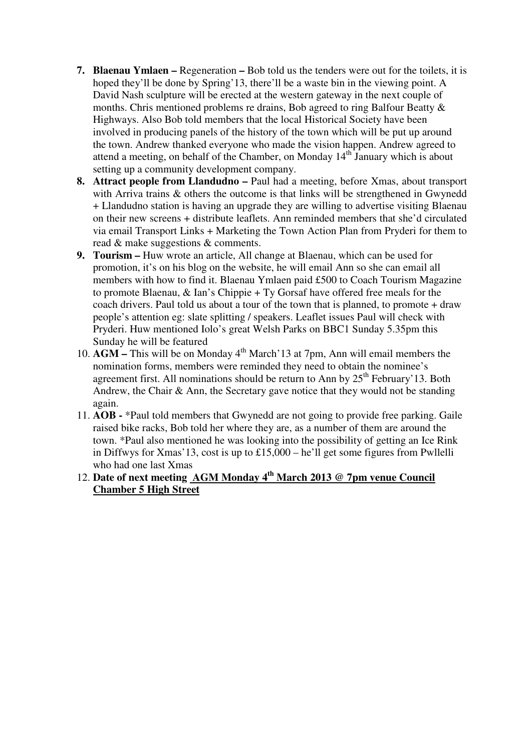7. **Blaenau Ymlaen –** Regeneration **–** Bob told us the tenders were out for the toilets, it is hoped they'll be done by Spring'13, there'll be a waste bin in the viewing point. A David Nash sculpture will be erected at the western gateway in the next couple of months. Chris mentioned problems re drains, Bob agreed to ring Balfour Beatty & Highways. Also Bob told members that the local Historical Society have been involved in producing panels of the history of the town which will be put up around the town. Andrew thanked everyone who made the vision happen. Andrew agreed to attend a meeting, on behalf of the Chamber, on Monday 14th January which is about setting up a community development company.
8. **Attract people from Llandudno –** Paul had a meeting, before Xmas, about transport with Arriva trains & others the outcome is that links will be strengthened in Gwynedd + Llandudno station is having an upgrade they are willing to advertise visiting Blaenau on their new screens + distribute leaflets. Ann reminded members that she'd circulated via email Transport Links + Marketing the Town Action Plan from Pryderi for them to read & make suggestions & comments.
9. **Tourism –** Huw wrote an article, All change at Blaenau, which can be used for promotion, it's on his blog on the website, he will email Ann so she can email all members with how to find it. Blaenau Ymlaen paid £500 to Coach Tourism Magazine to promote Blaenau, & Ian's Chippie + Ty Gorsaf have offered free meals for the coach drivers. Paul told us about a tour of the town that is planned, to promote + draw people's attention eg: slate splitting / speakers. Leaflet issues Paul will check with Pryderi. Huw mentioned Iolo's great Welsh Parks on BBC1 Sunday 5.35pm this Sunday he will be featured
10. **AGM –** This will be on Monday 4th March'13 at 7pm, Ann will email members the nomination forms, members were reminded they need to obtain the nominee's agreement first. All nominations should be return to Ann by 25th February'13. Both Andrew, the Chair & Ann, the Secretary gave notice that they would not be standing again.
11. **AOB -** *Paul told members that Gwynedd are not going to provide free parking. Gaile raised bike racks, Bob told her where they are, as a number of them are around the town. *Paul also mentioned he was looking into the possibility of getting an Ice Rink in Diffwys for Xmas'13, cost is up to £15,000 – he'll get some figures from Pwllelli who had one last Xmas
12. **Date of next meeting <u>AGM Monday 4th March 2013 @ 7pm venue Council Chamber 5 High Street</u>**